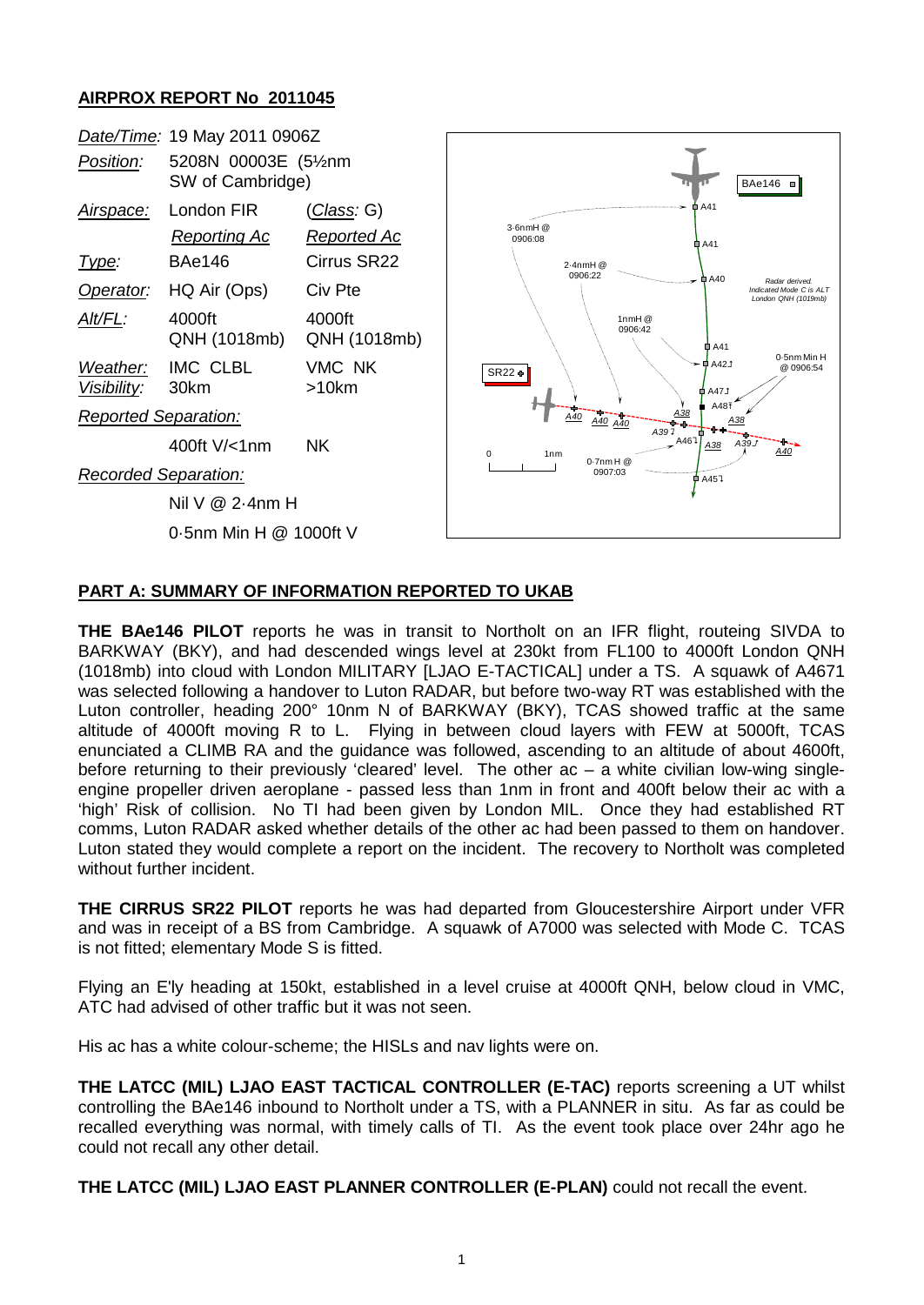## AIRPROX REPORT No 2011045

| | | |
|---|---|---|
| *Date/Time:* | 19 May 2011 0906Z | |
| *Position:* | 5208N 00003E (5½nm SW of Cambridge) | |
| *Airspace:* | London FIR | (*Class:* G) |
| | *Reporting Ac* | *Reported Ac* |
| *Type:* | BAe146 | Cirrus SR22 |
| *Operator:* | HQ Air (Ops) | Civ Pte |
| *Alt/FL:* | 4000ft QNH (1018mb) | 4000ft QNH (1018mb) |
| *Weather:* | IMC CLBL | VMC NK |
| *Visibility:* | 30km | >10km |
| *Reported Separation:* | | |
| | 400ft V/<1nm | NK |
| *Recorded Separation:* | | |
| | Nil V @ 2·4nm H | |
| | 0·5nm Min H @ 1000ft V | |

## PART A: SUMMARY OF INFORMATION REPORTED TO UKAB

**THE BAe146 PILOT** reports he was in transit to Northolt on an IFR flight, routeing SIVDA to BARKWAY (BKY), and had descended wings level at 230kt from FL100 to 4000ft London QNH (1018mb) into cloud with London MILITARY [LJAO E-TACTICAL] under a TS. A squawk of A4671 was selected following a handover to Luton RADAR, but before two-way RT was established with the Luton controller, heading 200° 10nm N of BARKWAY (BKY), TCAS showed traffic at the same altitude of 4000ft moving R to L. Flying in between cloud layers with FEW at 5000ft, TCAS enunciated a CLIMB RA and the guidance was followed, ascending to an altitude of about 4600ft, before returning to their previously 'cleared' level. The other ac – a white civilian low-wing single-engine propeller driven aeroplane - passed less than 1nm in front and 400ft below their ac with a 'high' Risk of collision. No TI had been given by London MIL. Once they had established RT comms, Luton RADAR asked whether details of the other ac had been passed to them on handover. Luton stated they would complete a report on the incident. The recovery to Northolt was completed without further incident.

**THE CIRRUS SR22 PILOT** reports he was had departed from Gloucestershire Airport under VFR and was in receipt of a BS from Cambridge. A squawk of A7000 was selected with Mode C. TCAS is not fitted; elementary Mode S is fitted.

Flying an E'ly heading at 150kt, established in a level cruise at 4000ft QNH, below cloud in VMC, ATC had advised of other traffic but it was not seen.

His ac has a white colour-scheme; the HISLs and nav lights were on.

**THE LATCC (MIL) LJAO EAST TACTICAL CONTROLLER (E-TAC)** reports screening a UT whilst controlling the BAe146 inbound to Northolt under a TS, with a PLANNER in situ. As far as could be recalled everything was normal, with timely calls of TI. As the event took place over 24hr ago he could not recall any other detail.

**THE LATCC (MIL) LJAO EAST PLANNER CONTROLLER (E-PLAN)** could not recall the event.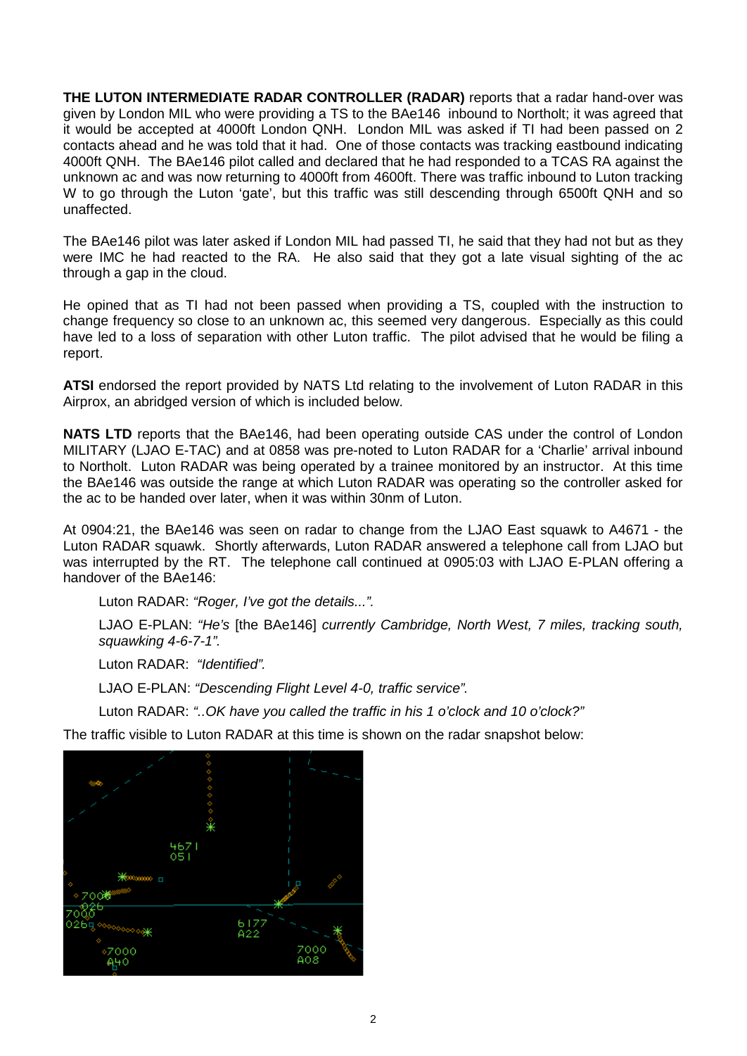**THE LUTON INTERMEDIATE RADAR CONTROLLER (RADAR)** reports that a radar hand-over was given by London MIL who were providing a TS to the BAe146 inbound to Northolt; it was agreed that it would be accepted at 4000ft London QNH. London MIL was asked if TI had been passed on 2 contacts ahead and he was told that it had. One of those contacts was tracking eastbound indicating 4000ft QNH. The BAe146 pilot called and declared that he had responded to a TCAS RA against the unknown ac and was now returning to 4000ft from 4600ft. There was traffic inbound to Luton tracking W to go through the Luton 'gate', but this traffic was still descending through 6500ft QNH and so unaffected.

The BAe146 pilot was later asked if London MIL had passed TI, he said that they had not but as they were IMC he had reacted to the RA. He also said that they got a late visual sighting of the ac through a gap in the cloud.

He opined that as TI had not been passed when providing a TS, coupled with the instruction to change frequency so close to an unknown ac, this seemed very dangerous. Especially as this could have led to a loss of separation with other Luton traffic. The pilot advised that he would be filing a report.

**ATSI** endorsed the report provided by NATS Ltd relating to the involvement of Luton RADAR in this Airprox, an abridged version of which is included below.

**NATS LTD** reports that the BAe146, had been operating outside CAS under the control of London MILITARY (LJAO E-TAC) and at 0858 was pre-noted to Luton RADAR for a 'Charlie' arrival inbound to Northolt. Luton RADAR was being operated by a trainee monitored by an instructor. At this time the BAe146 was outside the range at which Luton RADAR was operating so the controller asked for the ac to be handed over later, when it was within 30nm of Luton.

At 0904:21, the BAe146 was seen on radar to change from the LJAO East squawk to A4671 - the Luton RADAR squawk. Shortly afterwards, Luton RADAR answered a telephone call from LJAO but was interrupted by the RT. The telephone call continued at 0905:03 with LJAO E-PLAN offering a handover of the BAe146:

> Luton RADAR: *"Roger, I've got the details...".*
>
> LJAO E-PLAN: *"He's* [the BAe146] *currently Cambridge, North West, 7 miles, tracking south, squawking 4-6-7-1".*
>
> Luton RADAR: *"Identified".*
>
> LJAO E-PLAN: *"Descending Flight Level 4-0, traffic service".*
>
> Luton RADAR: *"..OK have you called the traffic in his 1 o'clock and 10 o'clock?"*

The traffic visible to Luton RADAR at this time is shown on the radar snapshot below: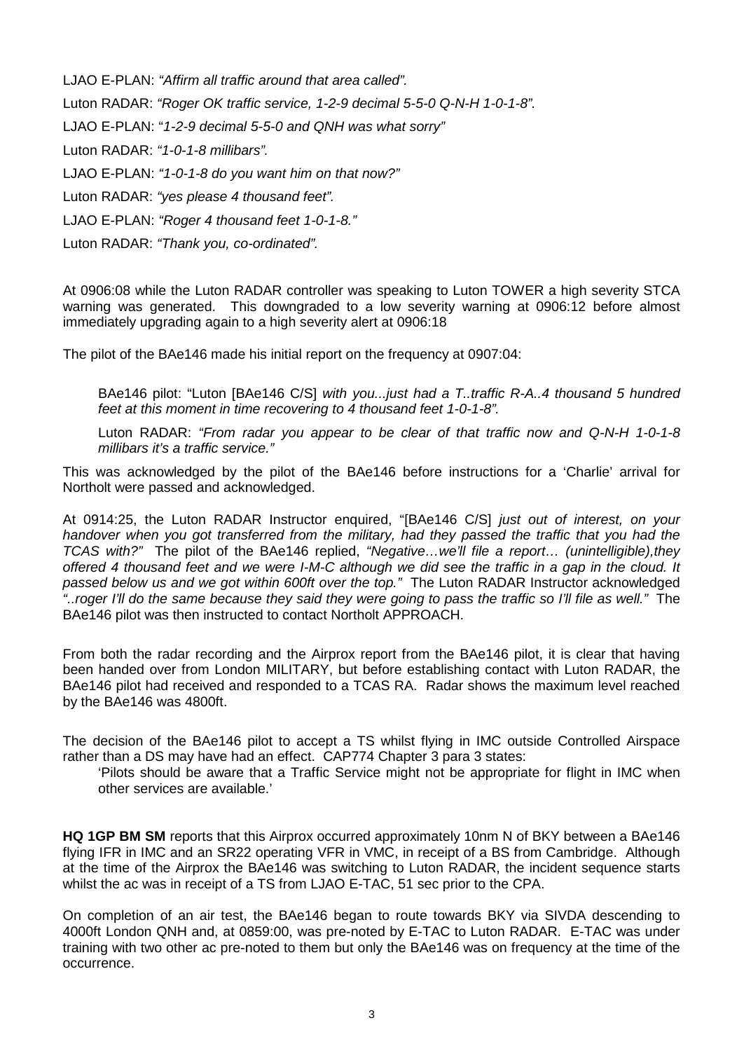LJAO E-PLAN: *"Affirm all traffic around that area called".*

Luton RADAR: *"Roger OK traffic service, 1-2-9 decimal 5-5-0 Q-N-H 1-0-1-8".*

LJAO E-PLAN: "*1-2-9 decimal 5-5-0 and QNH was what sorry"*

Luton RADAR: *"1-0-1-8 millibars".*

LJAO E-PLAN: *"1-0-1-8 do you want him on that now?"*

Luton RADAR: *"yes please 4 thousand feet".*

LJAO E-PLAN: *"Roger 4 thousand feet 1-0-1-8."*

Luton RADAR: *"Thank you, co-ordinated".*

At 0906:08 while the Luton RADAR controller was speaking to Luton TOWER a high severity STCA warning was generated. This downgraded to a low severity warning at 0906:12 before almost immediately upgrading again to a high severity alert at 0906:18

The pilot of the BAe146 made his initial report on the frequency at 0907:04:

> BAe146 pilot: "Luton [BAe146 C/S] *with you...just had a T..traffic R-A..4 thousand 5 hundred feet at this moment in time recovering to 4 thousand feet 1-0-1-8".*
>
> Luton RADAR: *"From radar you appear to be clear of that traffic now and Q-N-H 1-0-1-8 millibars it's a traffic service."*

This was acknowledged by the pilot of the BAe146 before instructions for a 'Charlie' arrival for Northolt were passed and acknowledged.

At 0914:25, the Luton RADAR Instructor enquired, "[BAe146 C/S] *just out of interest, on your handover when you got transferred from the military, had they passed the traffic that you had the TCAS with?"* The pilot of the BAe146 replied, *"Negative…we'll file a report… (unintelligible),they offered 4 thousand feet and we were I-M-C although we did see the traffic in a gap in the cloud. It passed below us and we got within 600ft over the top."* The Luton RADAR Instructor acknowledged *"..roger I'll do the same because they said they were going to pass the traffic so I'll file as well."* The BAe146 pilot was then instructed to contact Northolt APPROACH.

From both the radar recording and the Airprox report from the BAe146 pilot, it is clear that having been handed over from London MILITARY, but before establishing contact with Luton RADAR, the BAe146 pilot had received and responded to a TCAS RA. Radar shows the maximum level reached by the BAe146 was 4800ft.

The decision of the BAe146 pilot to accept a TS whilst flying in IMC outside Controlled Airspace rather than a DS may have had an effect. CAP774 Chapter 3 para 3 states:

> 'Pilots should be aware that a Traffic Service might not be appropriate for flight in IMC when other services are available.'

**HQ 1GP BM SM** reports that this Airprox occurred approximately 10nm N of BKY between a BAe146 flying IFR in IMC and an SR22 operating VFR in VMC, in receipt of a BS from Cambridge. Although at the time of the Airprox the BAe146 was switching to Luton RADAR, the incident sequence starts whilst the ac was in receipt of a TS from LJAO E-TAC, 51 sec prior to the CPA.

On completion of an air test, the BAe146 began to route towards BKY via SIVDA descending to 4000ft London QNH and, at 0859:00, was pre-noted by E-TAC to Luton RADAR. E-TAC was under training with two other ac pre-noted to them but only the BAe146 was on frequency at the time of the occurrence.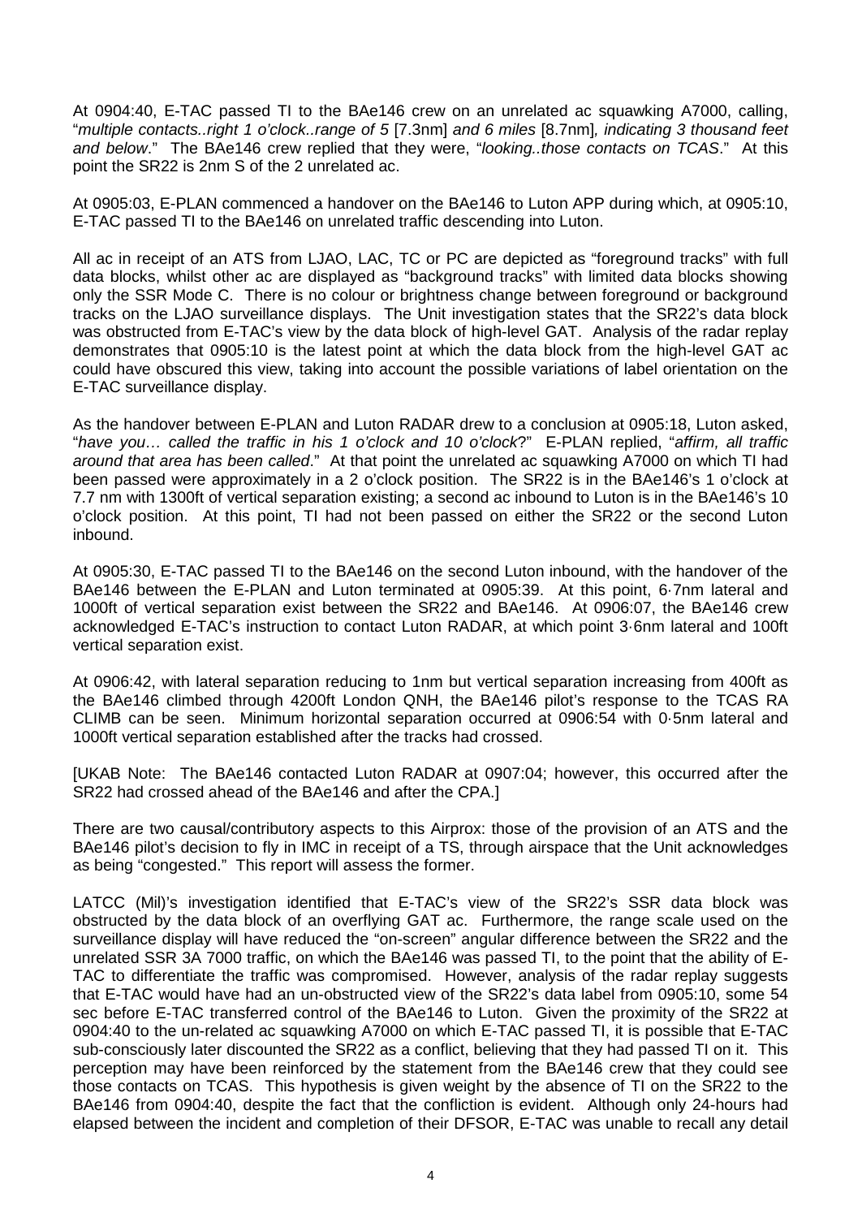At 0904:40, E-TAC passed TI to the BAe146 crew on an unrelated ac squawking A7000, calling, "*multiple contacts..right 1 o'clock..range of 5* [7.3nm] *and 6 miles* [8.7nm]*, indicating 3 thousand feet and below*." The BAe146 crew replied that they were, "*looking..those contacts on TCAS*." At this point the SR22 is 2nm S of the 2 unrelated ac.

At 0905:03, E-PLAN commenced a handover on the BAe146 to Luton APP during which, at 0905:10, E-TAC passed TI to the BAe146 on unrelated traffic descending into Luton.

All ac in receipt of an ATS from LJAO, LAC, TC or PC are depicted as "foreground tracks" with full data blocks, whilst other ac are displayed as "background tracks" with limited data blocks showing only the SSR Mode C. There is no colour or brightness change between foreground or background tracks on the LJAO surveillance displays. The Unit investigation states that the SR22's data block was obstructed from E-TAC's view by the data block of high-level GAT. Analysis of the radar replay demonstrates that 0905:10 is the latest point at which the data block from the high-level GAT ac could have obscured this view, taking into account the possible variations of label orientation on the E-TAC surveillance display.

As the handover between E-PLAN and Luton RADAR drew to a conclusion at 0905:18, Luton asked, "*have you… called the traffic in his 1 o'clock and 10 o'clock*?" E-PLAN replied, "*affirm, all traffic around that area has been called*." At that point the unrelated ac squawking A7000 on which TI had been passed were approximately in a 2 o'clock position. The SR22 is in the BAe146's 1 o'clock at 7.7 nm with 1300ft of vertical separation existing; a second ac inbound to Luton is in the BAe146's 10 o'clock position. At this point, TI had not been passed on either the SR22 or the second Luton inbound.

At 0905:30, E-TAC passed TI to the BAe146 on the second Luton inbound, with the handover of the BAe146 between the E-PLAN and Luton terminated at 0905:39. At this point, 6·7nm lateral and 1000ft of vertical separation exist between the SR22 and BAe146. At 0906:07, the BAe146 crew acknowledged E-TAC's instruction to contact Luton RADAR, at which point 3·6nm lateral and 100ft vertical separation exist.

At 0906:42, with lateral separation reducing to 1nm but vertical separation increasing from 400ft as the BAe146 climbed through 4200ft London QNH, the BAe146 pilot's response to the TCAS RA CLIMB can be seen. Minimum horizontal separation occurred at 0906:54 with 0·5nm lateral and 1000ft vertical separation established after the tracks had crossed.

[UKAB Note: The BAe146 contacted Luton RADAR at 0907:04; however, this occurred after the SR22 had crossed ahead of the BAe146 and after the CPA.]

There are two causal/contributory aspects to this Airprox: those of the provision of an ATS and the BAe146 pilot's decision to fly in IMC in receipt of a TS, through airspace that the Unit acknowledges as being "congested." This report will assess the former.

LATCC (Mil)'s investigation identified that E-TAC's view of the SR22's SSR data block was obstructed by the data block of an overflying GAT ac. Furthermore, the range scale used on the surveillance display will have reduced the "on-screen" angular difference between the SR22 and the unrelated SSR 3A 7000 traffic, on which the BAe146 was passed TI, to the point that the ability of E-TAC to differentiate the traffic was compromised. However, analysis of the radar replay suggests that E-TAC would have had an un-obstructed view of the SR22's data label from 0905:10, some 54 sec before E-TAC transferred control of the BAe146 to Luton. Given the proximity of the SR22 at 0904:40 to the un-related ac squawking A7000 on which E-TAC passed TI, it is possible that E-TAC sub-consciously later discounted the SR22 as a conflict, believing that they had passed TI on it. This perception may have been reinforced by the statement from the BAe146 crew that they could see those contacts on TCAS. This hypothesis is given weight by the absence of TI on the SR22 to the BAe146 from 0904:40, despite the fact that the confliction is evident. Although only 24-hours had elapsed between the incident and completion of their DFSOR, E-TAC was unable to recall any detail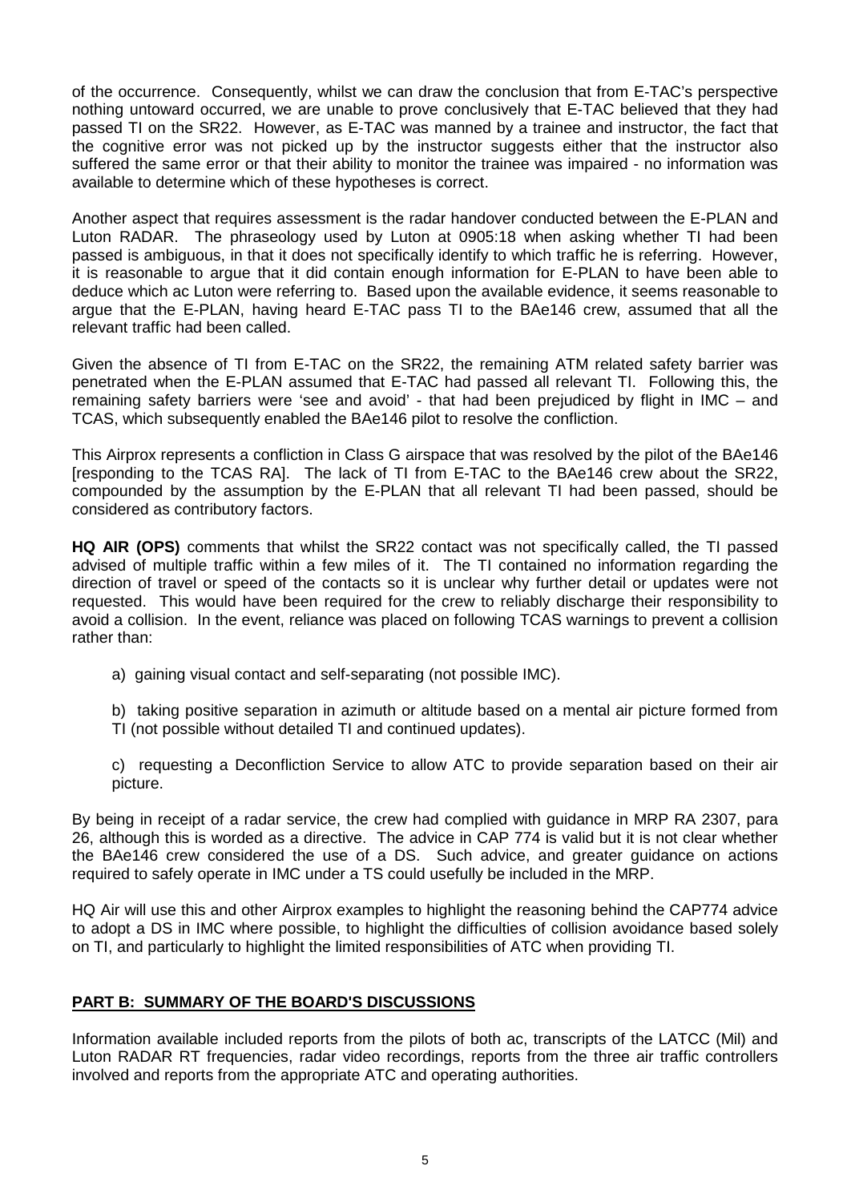of the occurrence. Consequently, whilst we can draw the conclusion that from E-TAC's perspective nothing untoward occurred, we are unable to prove conclusively that E-TAC believed that they had passed TI on the SR22. However, as E-TAC was manned by a trainee and instructor, the fact that the cognitive error was not picked up by the instructor suggests either that the instructor also suffered the same error or that their ability to monitor the trainee was impaired - no information was available to determine which of these hypotheses is correct.

Another aspect that requires assessment is the radar handover conducted between the E-PLAN and Luton RADAR. The phraseology used by Luton at 0905:18 when asking whether TI had been passed is ambiguous, in that it does not specifically identify to which traffic he is referring. However, it is reasonable to argue that it did contain enough information for E-PLAN to have been able to deduce which ac Luton were referring to. Based upon the available evidence, it seems reasonable to argue that the E-PLAN, having heard E-TAC pass TI to the BAe146 crew, assumed that all the relevant traffic had been called.

Given the absence of TI from E-TAC on the SR22, the remaining ATM related safety barrier was penetrated when the E-PLAN assumed that E-TAC had passed all relevant TI. Following this, the remaining safety barriers were 'see and avoid' - that had been prejudiced by flight in IMC – and TCAS, which subsequently enabled the BAe146 pilot to resolve the confliction.

This Airprox represents a confliction in Class G airspace that was resolved by the pilot of the BAe146 [responding to the TCAS RA]. The lack of TI from E-TAC to the BAe146 crew about the SR22, compounded by the assumption by the E-PLAN that all relevant TI had been passed, should be considered as contributory factors.

**HQ AIR (OPS)** comments that whilst the SR22 contact was not specifically called, the TI passed advised of multiple traffic within a few miles of it. The TI contained no information regarding the direction of travel or speed of the contacts so it is unclear why further detail or updates were not requested. This would have been required for the crew to reliably discharge their responsibility to avoid a collision. In the event, reliance was placed on following TCAS warnings to prevent a collision rather than:

a) gaining visual contact and self-separating (not possible IMC).

b) taking positive separation in azimuth or altitude based on a mental air picture formed from TI (not possible without detailed TI and continued updates).

c) requesting a Deconfliction Service to allow ATC to provide separation based on their air picture.

By being in receipt of a radar service, the crew had complied with guidance in MRP RA 2307, para 26, although this is worded as a directive. The advice in CAP 774 is valid but it is not clear whether the BAe146 crew considered the use of a DS. Such advice, and greater guidance on actions required to safely operate in IMC under a TS could usefully be included in the MRP.

HQ Air will use this and other Airprox examples to highlight the reasoning behind the CAP774 advice to adopt a DS in IMC where possible, to highlight the difficulties of collision avoidance based solely on TI, and particularly to highlight the limited responsibilities of ATC when providing TI.

## PART B: SUMMARY OF THE BOARD'S DISCUSSIONS

Information available included reports from the pilots of both ac, transcripts of the LATCC (Mil) and Luton RADAR RT frequencies, radar video recordings, reports from the three air traffic controllers involved and reports from the appropriate ATC and operating authorities.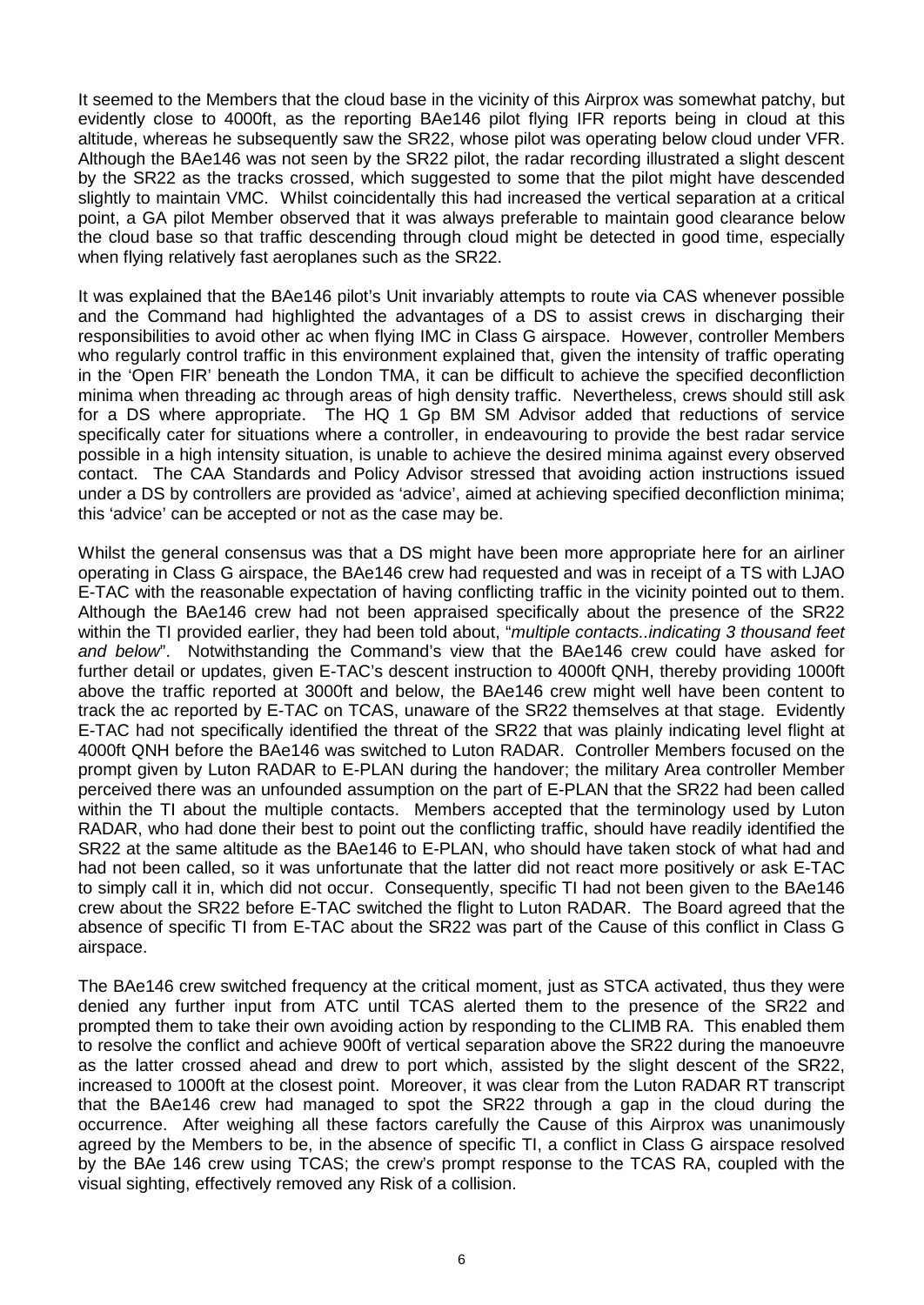It seemed to the Members that the cloud base in the vicinity of this Airprox was somewhat patchy, but evidently close to 4000ft, as the reporting BAe146 pilot flying IFR reports being in cloud at this altitude, whereas he subsequently saw the SR22, whose pilot was operating below cloud under VFR. Although the BAe146 was not seen by the SR22 pilot, the radar recording illustrated a slight descent by the SR22 as the tracks crossed, which suggested to some that the pilot might have descended slightly to maintain VMC. Whilst coincidentally this had increased the vertical separation at a critical point, a GA pilot Member observed that it was always preferable to maintain good clearance below the cloud base so that traffic descending through cloud might be detected in good time, especially when flying relatively fast aeroplanes such as the SR22.

It was explained that the BAe146 pilot's Unit invariably attempts to route via CAS whenever possible and the Command had highlighted the advantages of a DS to assist crews in discharging their responsibilities to avoid other ac when flying IMC in Class G airspace. However, controller Members who regularly control traffic in this environment explained that, given the intensity of traffic operating in the 'Open FIR' beneath the London TMA, it can be difficult to achieve the specified deconfliction minima when threading ac through areas of high density traffic. Nevertheless, crews should still ask for a DS where appropriate. The HQ 1 Gp BM SM Advisor added that reductions of service specifically cater for situations where a controller, in endeavouring to provide the best radar service possible in a high intensity situation, is unable to achieve the desired minima against every observed contact. The CAA Standards and Policy Advisor stressed that avoiding action instructions issued under a DS by controllers are provided as 'advice', aimed at achieving specified deconfliction minima; this 'advice' can be accepted or not as the case may be.

Whilst the general consensus was that a DS might have been more appropriate here for an airliner operating in Class G airspace, the BAe146 crew had requested and was in receipt of a TS with LJAO E-TAC with the reasonable expectation of having conflicting traffic in the vicinity pointed out to them. Although the BAe146 crew had not been appraised specifically about the presence of the SR22 within the TI provided earlier, they had been told about, "*multiple contacts..indicating 3 thousand feet and below*". Notwithstanding the Command's view that the BAe146 crew could have asked for further detail or updates, given E-TAC's descent instruction to 4000ft QNH, thereby providing 1000ft above the traffic reported at 3000ft and below, the BAe146 crew might well have been content to track the ac reported by E-TAC on TCAS, unaware of the SR22 themselves at that stage. Evidently E-TAC had not specifically identified the threat of the SR22 that was plainly indicating level flight at 4000ft QNH before the BAe146 was switched to Luton RADAR. Controller Members focused on the prompt given by Luton RADAR to E-PLAN during the handover; the military Area controller Member perceived there was an unfounded assumption on the part of E-PLAN that the SR22 had been called within the TI about the multiple contacts. Members accepted that the terminology used by Luton RADAR, who had done their best to point out the conflicting traffic, should have readily identified the SR22 at the same altitude as the BAe146 to E-PLAN, who should have taken stock of what had and had not been called, so it was unfortunate that the latter did not react more positively or ask E-TAC to simply call it in, which did not occur. Consequently, specific TI had not been given to the BAe146 crew about the SR22 before E-TAC switched the flight to Luton RADAR. The Board agreed that the absence of specific TI from E-TAC about the SR22 was part of the Cause of this conflict in Class G airspace.

The BAe146 crew switched frequency at the critical moment, just as STCA activated, thus they were denied any further input from ATC until TCAS alerted them to the presence of the SR22 and prompted them to take their own avoiding action by responding to the CLIMB RA. This enabled them to resolve the conflict and achieve 900ft of vertical separation above the SR22 during the manoeuvre as the latter crossed ahead and drew to port which, assisted by the slight descent of the SR22, increased to 1000ft at the closest point. Moreover, it was clear from the Luton RADAR RT transcript that the BAe146 crew had managed to spot the SR22 through a gap in the cloud during the occurrence. After weighing all these factors carefully the Cause of this Airprox was unanimously agreed by the Members to be, in the absence of specific TI, a conflict in Class G airspace resolved by the BAe 146 crew using TCAS; the crew's prompt response to the TCAS RA, coupled with the visual sighting, effectively removed any Risk of a collision.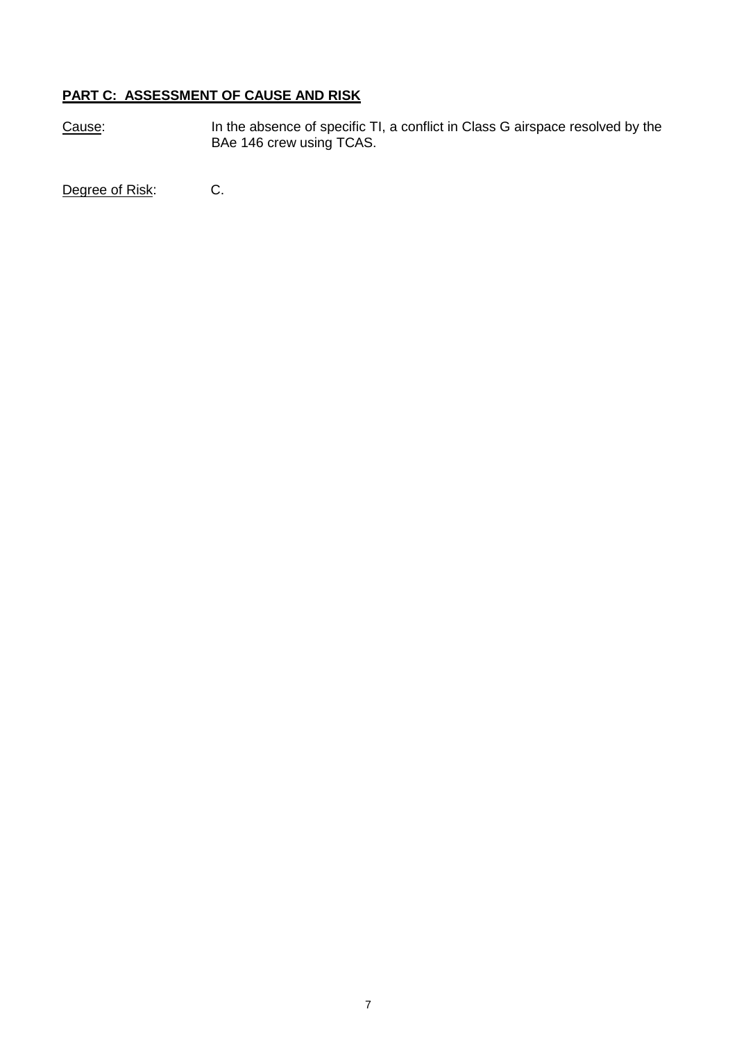## **PART C: ASSESSMENT OF CAUSE AND RISK**

Cause: In the absence of specific TI, a conflict in Class G airspace resolved by the BAe 146 crew using TCAS.

Degree of Risk: C.